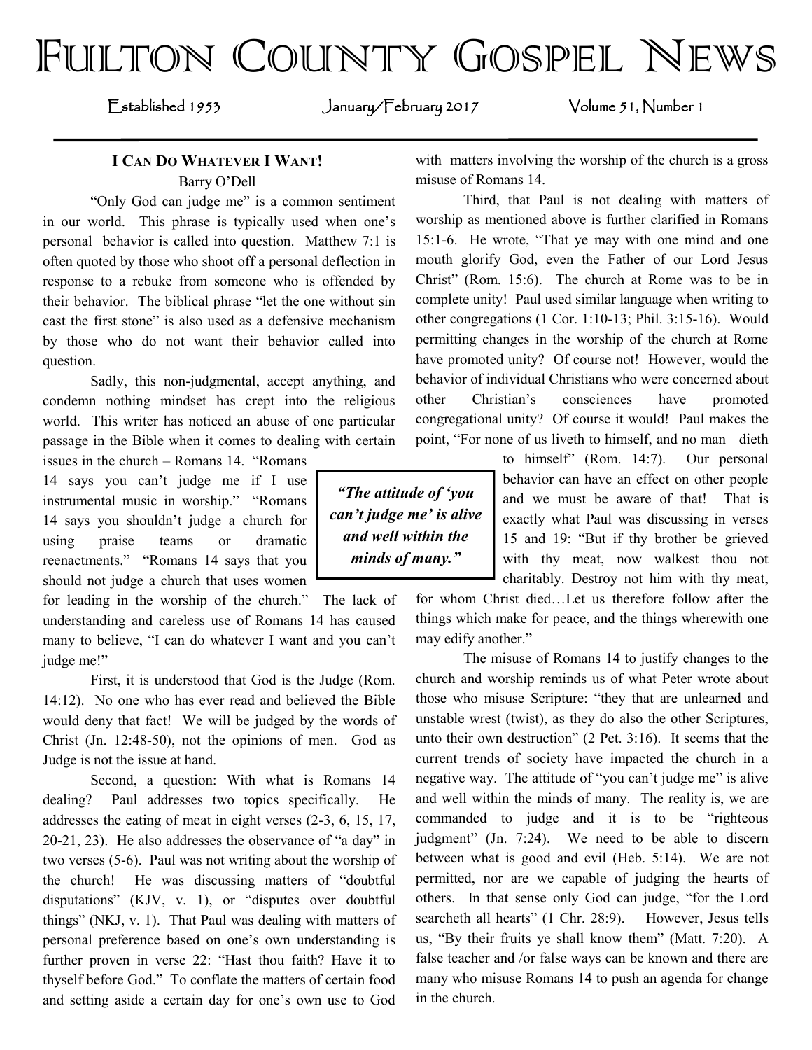# Fulton County Gospel News

Established 1953 January/February 2017 Volume 51, Number 1

## I Can Do Whatever I Want!

Barry O'Dell

"Only God can judge me" is a common sentiment in our world. This phrase is typically used when one's personal behavior is called into question. Matthew 7:1 is often quoted by those who shoot off a personal deflection in response to a rebuke from someone who is offended by their behavior. The biblical phrase "let the one without sin cast the first stone" is also used as a defensive mechanism by those who do not want their behavior called into question.

Sadly, this non-judgmental, accept anything, and condemn nothing mindset has crept into the religious world. This writer has noticed an abuse of one particular passage in the Bible when it comes to dealing with certain issues in the church – Romans 14. "Romans 14 says you can't judge me if I use instrumental music in worship." "Romans 14 says you shouldn't judge a church for using praise teams or dramatic reenactments." "Romans 14 says that you should not judge a church that uses women for leading in the worship of the church." The lack of understanding and careless use of Romans 14 has caused many to believe, "I can do whatever I want and you can't judge me!"

> ***"The attitude of 'you can't judge me' is alive and well within the minds of many."***

First, it is understood that God is the Judge (Rom. 14:12). No one who has ever read and believed the Bible would deny that fact! We will be judged by the words of Christ (Jn. 12:48-50), not the opinions of men. God as Judge is not the issue at hand.

Second, a question: With what is Romans 14 dealing? Paul addresses two topics specifically. He addresses the eating of meat in eight verses (2-3, 6, 15, 17, 20-21, 23). He also addresses the observance of "a day" in two verses (5-6). Paul was not writing about the worship of the church! He was discussing matters of "doubtful disputations" (KJV, v. 1), or "disputes over doubtful things" (NKJ, v. 1). That Paul was dealing with matters of personal preference based on one's own understanding is further proven in verse 22: "Hast thou faith? Have it to thyself before God." To conflate the matters of certain food and setting aside a certain day for one's own use to God with matters involving the worship of the church is a gross misuse of Romans 14.

Third, that Paul is not dealing with matters of worship as mentioned above is further clarified in Romans 15:1-6. He wrote, "That ye may with one mind and one mouth glorify God, even the Father of our Lord Jesus Christ" (Rom. 15:6). The church at Rome was to be in complete unity! Paul used similar language when writing to other congregations (1 Cor. 1:10-13; Phil. 3:15-16). Would permitting changes in the worship of the church at Rome have promoted unity? Of course not! However, would the behavior of individual Christians who were concerned about other Christian's consciences have promoted congregational unity? Of course it would! Paul makes the point, "For none of us liveth to himself, and no man dieth to himself" (Rom. 14:7). Our personal behavior can have an effect on other people and we must be aware of that! That is exactly what Paul was discussing in verses 15 and 19: "But if thy brother be grieved with thy meat, now walkest thou not charitably. Destroy not him with thy meat, for whom Christ died…Let us therefore follow after the things which make for peace, and the things wherewith one may edify another."

The misuse of Romans 14 to justify changes to the church and worship reminds us of what Peter wrote about those who misuse Scripture: "they that are unlearned and unstable wrest (twist), as they do also the other Scriptures, unto their own destruction" (2 Pet. 3:16). It seems that the current trends of society have impacted the church in a negative way. The attitude of "you can't judge me" is alive and well within the minds of many. The reality is, we are commanded to judge and it is to be "righteous judgment" (Jn. 7:24). We need to be able to discern between what is good and evil (Heb. 5:14). We are not permitted, nor are we capable of judging the hearts of others. In that sense only God can judge, "for the Lord searcheth all hearts" (1 Chr. 28:9). However, Jesus tells us, "By their fruits ye shall know them" (Matt. 7:20). A false teacher and /or false ways can be known and there are many who misuse Romans 14 to push an agenda for change in the church.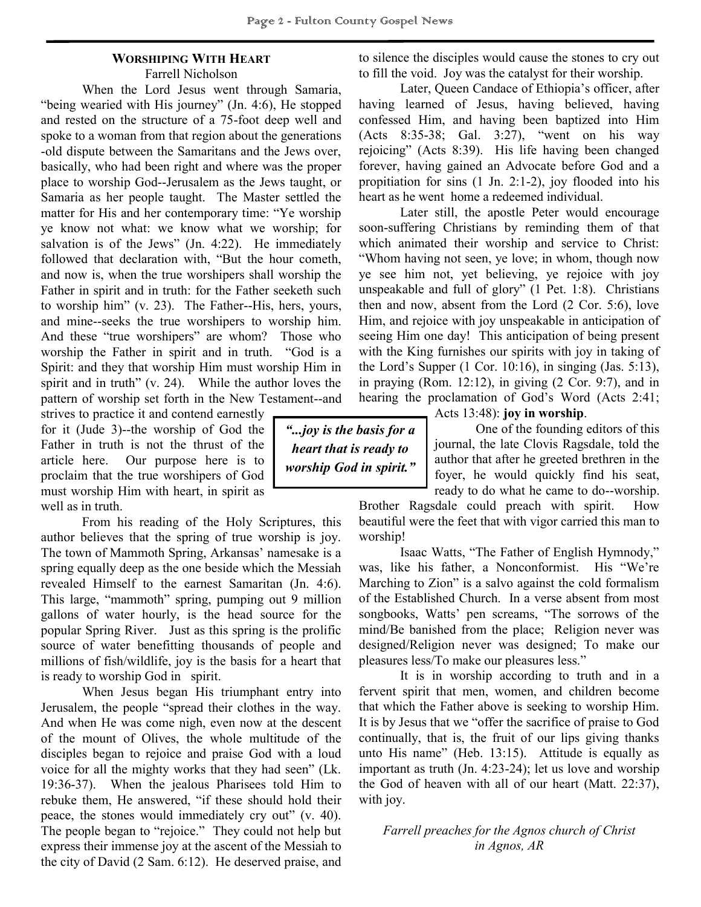## Worshiping With Heart

Farrell Nicholson

When the Lord Jesus went through Samaria, "being wearied with His journey" (Jn. 4:6), He stopped and rested on the structure of a 75-foot deep well and spoke to a woman from that region about the generations-old dispute between the Samaritans and the Jews over, basically, who had been right and where was the proper place to worship God--Jerusalem as the Jews taught, or Samaria as her people taught. The Master settled the matter for His and her contemporary time: "Ye worship ye know not what: we know what we worship; for salvation is of the Jews" (Jn. 4:22). He immediately followed that declaration with, "But the hour cometh, and now is, when the true worshipers shall worship the Father in spirit and in truth: for the Father seeketh such to worship him" (v. 23). The Father--His, hers, yours, and mine--seeks the true worshipers to worship him. And these "true worshipers" are whom? Those who worship the Father in spirit and in truth. "God is a Spirit: and they that worship Him must worship Him in spirit and in truth" (v. 24). While the author loves the pattern of worship set forth in the New Testament--and strives to practice it and contend earnestly for it (Jude 3)--the worship of God the Father in truth is not the thrust of the article here. Our purpose here is to proclaim that the true worshipers of God must worship Him with heart, in spirit as well as in truth.

> ***"...joy is the basis for a heart that is ready to worship God in spirit."***

From his reading of the Holy Scriptures, this author believes that the spring of true worship is joy. The town of Mammoth Spring, Arkansas' namesake is a spring equally deep as the one beside which the Messiah revealed Himself to the earnest Samaritan (Jn. 4:6). This large, "mammoth" spring, pumping out 9 million gallons of water hourly, is the head source for the popular Spring River. Just as this spring is the prolific source of water benefitting thousands of people and millions of fish/wildlife, joy is the basis for a heart that is ready to worship God in spirit.

When Jesus began His triumphant entry into Jerusalem, the people "spread their clothes in the way. And when He was come nigh, even now at the descent of the mount of Olives, the whole multitude of the disciples began to rejoice and praise God with a loud voice for all the mighty works that they had seen" (Lk. 19:36-37). When the jealous Pharisees told Him to rebuke them, He answered, "if these should hold their peace, the stones would immediately cry out" (v. 40). The people began to "rejoice." They could not help but express their immense joy at the ascent of the Messiah to the city of David (2 Sam. 6:12). He deserved praise, and to silence the disciples would cause the stones to cry out to fill the void. Joy was the catalyst for their worship.

Later, Queen Candace of Ethiopia's officer, after having learned of Jesus, having believed, having confessed Him, and having been baptized into Him (Acts 8:35-38; Gal. 3:27), "went on his way rejoicing" (Acts 8:39). His life having been changed forever, having gained an Advocate before God and a propitiation for sins (1 Jn. 2:1-2), joy flooded into his heart as he went home a redeemed individual.

Later still, the apostle Peter would encourage soon-suffering Christians by reminding them of that which animated their worship and service to Christ: "Whom having not seen, ye love; in whom, though now ye see him not, yet believing, ye rejoice with joy unspeakable and full of glory" (1 Pet. 1:8). Christians then and now, absent from the Lord (2 Cor. 5:6), love Him, and rejoice with joy unspeakable in anticipation of seeing Him one day! This anticipation of being present with the King furnishes our spirits with joy in taking of the Lord's Supper (1 Cor. 10:16), in singing (Jas. 5:13), in praying (Rom. 12:12), in giving (2 Cor. 9:7), and in hearing the proclamation of God's Word (Acts 2:41; Acts 13:48): **joy in worship**.

One of the founding editors of this journal, the late Clovis Ragsdale, told the author that after he greeted brethren in the foyer, he would quickly find his seat, ready to do what he came to do--worship. Brother Ragsdale could preach with spirit. How beautiful were the feet that with vigor carried this man to worship!

Isaac Watts, "The Father of English Hymnody," was, like his father, a Nonconformist. His "We're Marching to Zion" is a salvo against the cold formalism of the Established Church. In a verse absent from most songbooks, Watts' pen screams, "The sorrows of the mind/Be banished from the place; Religion never was designed/Religion never was designed; To make our pleasures less/To make our pleasures less."

It is in worship according to truth and in a fervent spirit that men, women, and children become that which the Father above is seeking to worship Him. It is by Jesus that we "offer the sacrifice of praise to God continually, that is, the fruit of our lips giving thanks unto His name" (Heb. 13:15). Attitude is equally as important as truth (Jn. 4:23-24); let us love and worship the God of heaven with all of our heart (Matt. 22:37), with joy.

*Farrell preaches for the Agnos church of Christ in Agnos, AR*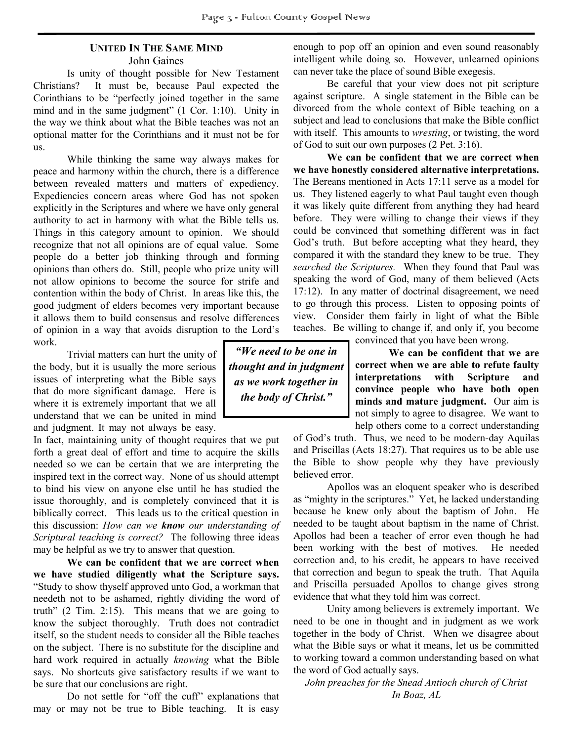## UNITED IN THE SAME MIND

John Gaines

Is unity of thought possible for New Testament Christians? It must be, because Paul expected the Corinthians to be "perfectly joined together in the same mind and in the same judgment" (1 Cor. 1:10). Unity in the way we think about what the Bible teaches was not an optional matter for the Corinthians and it must not be for us.

While thinking the same way always makes for peace and harmony within the church, there is a difference between revealed matters and matters of expediency. Expediencies concern areas where God has not spoken explicitly in the Scriptures and where we have only general authority to act in harmony with what the Bible tells us. Things in this category amount to opinion. We should recognize that not all opinions are of equal value. Some people do a better job thinking through and forming opinions than others do. Still, people who prize unity will not allow opinions to become the source for strife and contention within the body of Christ. In areas like this, the good judgment of elders becomes very important because it allows them to build consensus and resolve differences of opinion in a way that avoids disruption to the Lord's work.

Trivial matters can hurt the unity of the body, but it is usually the more serious issues of interpreting what the Bible says that do more significant damage. Here is where it is extremely important that we all understand that we can be united in mind and judgment. It may not always be easy. In fact, maintaining unity of thought requires that we put forth a great deal of effort and time to acquire the skills needed so we can be certain that we are interpreting the inspired text in the correct way. None of us should attempt to bind his view on anyone else until he has studied the issue thoroughly, and is completely convinced that it is biblically correct. This leads us to the critical question in this discussion: *How can we* ***know*** *our understanding of Scriptural teaching is correct?* The following three ideas may be helpful as we try to answer that question.

**We can be confident that we are correct when we have studied diligently what the Scripture says.** "Study to show thyself approved unto God, a workman that needeth not to be ashamed, rightly dividing the word of truth" (2 Tim. 2:15). This means that we are going to know the subject thoroughly. Truth does not contradict itself, so the student needs to consider all the Bible teaches on the subject. There is no substitute for the discipline and hard work required in actually *knowing* what the Bible says. No shortcuts give satisfactory results if we want to be sure that our conclusions are right.

Do not settle for "off the cuff" explanations that may or may not be true to Bible teaching. It is easy enough to pop off an opinion and even sound reasonably intelligent while doing so. However, unlearned opinions can never take the place of sound Bible exegesis.

Be careful that your view does not pit scripture against scripture. A single statement in the Bible can be divorced from the whole context of Bible teaching on a subject and lead to conclusions that make the Bible conflict with itself. This amounts to *wresting*, or twisting, the word of God to suit our own purposes (2 Pet. 3:16).

**We can be confident that we are correct when we have honestly considered alternative interpretations.** The Bereans mentioned in Acts 17:11 serve as a model for us. They listened eagerly to what Paul taught even though it was likely quite different from anything they had heard before. They were willing to change their views if they could be convinced that something different was in fact God's truth. But before accepting what they heard, they compared it with the standard they knew to be true. They *searched the Scriptures.* When they found that Paul was speaking the word of God, many of them believed (Acts 17:12). In any matter of doctrinal disagreement, we need to go through this process. Listen to opposing points of view. Consider them fairly in light of what the Bible teaches. Be willing to change if, and only if, you become convinced that you have been wrong.

> ***"We need to be one in thought and in judgment as we work together in the body of Christ."***

**We can be confident that we are correct when we are able to refute faulty interpretations with Scripture and convince people who have both open minds and mature judgment.** Our aim is not simply to agree to disagree. We want to help others come to a correct understanding of God's truth. Thus, we need to be modern-day Aquilas and Priscillas (Acts 18:27). That requires us to be able use the Bible to show people why they have previously believed error.

Apollos was an eloquent speaker who is described as "mighty in the scriptures." Yet, he lacked understanding because he knew only about the baptism of John. He needed to be taught about baptism in the name of Christ. Apollos had been a teacher of error even though he had been working with the best of motives. He needed correction and, to his credit, he appears to have received that correction and begun to speak the truth. That Aquila and Priscilla persuaded Apollos to change gives strong evidence that what they told him was correct.

Unity among believers is extremely important. We need to be one in thought and in judgment as we work together in the body of Christ. When we disagree about what the Bible says or what it means, let us be committed to working toward a common understanding based on what the word of God actually says.

*John preaches for the Snead Antioch church of Christ In Boaz, AL*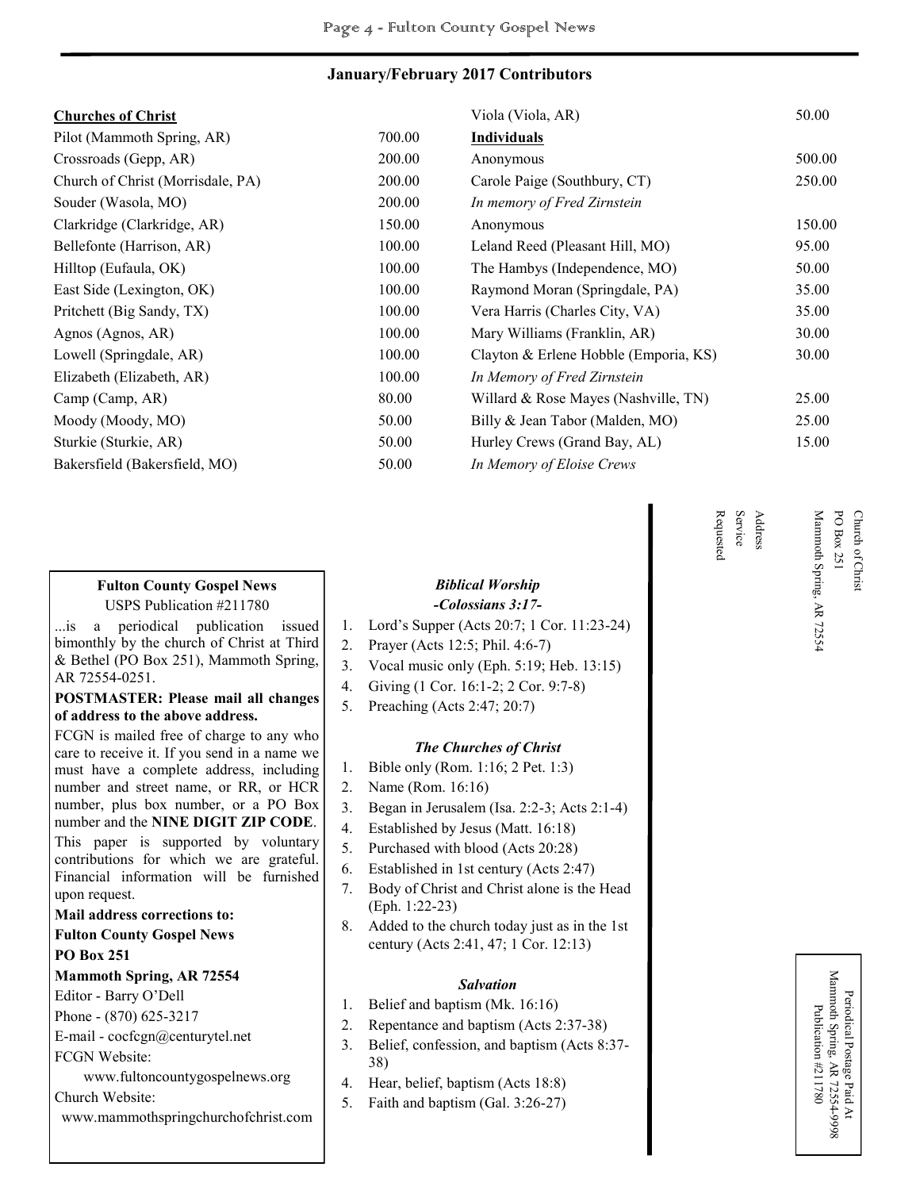## January/February 2017 Contributors

| | |
|---|---|
| **Churches of Christ** | |
| Pilot (Mammoth Spring, AR) | 700.00 |
| Crossroads (Gepp, AR) | 200.00 |
| Church of Christ (Morrisdale, PA) | 200.00 |
| Souder (Wasola, MO) | 200.00 |
| Clarkridge (Clarkridge, AR) | 150.00 |
| Bellefonte (Harrison, AR) | 100.00 |
| Hilltop (Eufaula, OK) | 100.00 |
| East Side (Lexington, OK) | 100.00 |
| Pritchett (Big Sandy, TX) | 100.00 |
| Agnos (Agnos, AR) | 100.00 |
| Lowell (Springdale, AR) | 100.00 |
| Elizabeth (Elizabeth, AR) | 100.00 |
| Camp (Camp, AR) | 80.00 |
| Moody (Moody, MO) | 50.00 |
| Sturkie (Sturkie, AR) | 50.00 |
| Bakersfield (Bakersfield, MO) | 50.00 |
| Viola (Viola, AR) | 50.00 |
| **Individuals** | |
| Anonymous | 500.00 |
| Carole Paige (Southbury, CT) | 250.00 |
| *In memory of Fred Zirnstein* | |
| Anonymous | 150.00 |
| Leland Reed (Pleasant Hill, MO) | 95.00 |
| The Hambys (Independence, MO) | 50.00 |
| Raymond Moran (Springdale, PA) | 35.00 |
| Vera Harris (Charles City, VA) | 35.00 |
| Mary Williams (Franklin, AR) | 30.00 |
| Clayton & Erlene Hobble (Emporia, KS) | 30.00 |
| *In Memory of Fred Zirnstein* | |
| Willard & Rose Mayes (Nashville, TN) | 25.00 |
| Billy & Jean Tabor (Malden, MO) | 25.00 |
| Hurley Crews (Grand Bay, AL) | 15.00 |
| *In Memory of Eloise Crews* | |

**Fulton County Gospel News**
USPS Publication #211780

...is a periodical publication issued bimonthly by the church of Christ at Third & Bethel (PO Box 251), Mammoth Spring, AR 72554-0251.

**POSTMASTER: Please mail all changes of address to the above address.**

FCGN is mailed free of charge to any who care to receive it. If you send in a name we must have a complete address, including number and street name, or RR, or HCR number, plus box number, or a PO Box number and the **NINE DIGIT ZIP CODE**.

This paper is supported by voluntary contributions for which we are grateful. Financial information will be furnished upon request.

**Mail address corrections to:**
**Fulton County Gospel News**
**PO Box 251**
**Mammoth Spring, AR 72554**

Editor - Barry O'Dell
Phone - (870) 625-3217
E-mail - cocfcgn@centurytel.net
FCGN Website:
www.fultoncountygospelnews.org
Church Website:
www.mammothspringchurchofchrist.com

### *Biblical Worship*
### *-Colossians 3:17-*

1. Lord's Supper (Acts 20:7; 1 Cor. 11:23-24)
2. Prayer (Acts 12:5; Phil. 4:6-7)
3. Vocal music only (Eph. 5:19; Heb. 13:15)
4. Giving (1 Cor. 16:1-2; 2 Cor. 9:7-8)
5. Preaching (Acts 2:47; 20:7)

### *The Churches of Christ*

1. Bible only (Rom. 1:16; 2 Pet. 1:3)
2. Name (Rom. 16:16)
3. Began in Jerusalem (Isa. 2:2-3; Acts 2:1-4)
4. Established by Jesus (Matt. 16:18)
5. Purchased with blood (Acts 20:28)
6. Established in 1st century (Acts 2:47)
7. Body of Christ and Christ alone is the Head (Eph. 1:22-23)
8. Added to the church today just as in the 1st century (Acts 2:41, 47; 1 Cor. 12:13)

### *Salvation*

1. Belief and baptism (Mk. 16:16)
2. Repentance and baptism (Acts 2:37-38)
3. Belief, confession, and baptism (Acts 8:37-38)
4. Hear, belief, baptism (Acts 18:8)
5. Faith and baptism (Gal. 3:26-27)

Church of Christ
PO Box 251
Mammoth Spring, AR 72554

Address
Service
Requested

Periodical Postage Paid At
Mammoth Spring, AR 72554-9998
Publication #211780